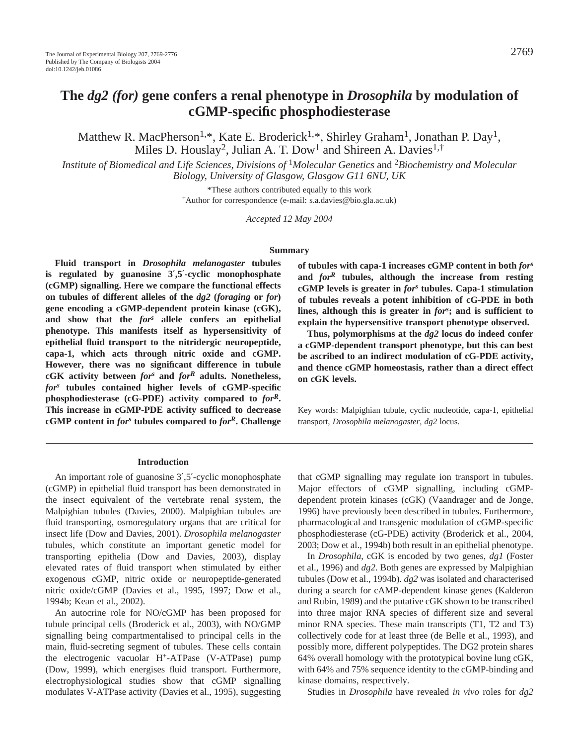# The *dg2 (for)* gene confers a renal phenotype in *Drosophila* by modulation of cGMP-specific phosphodiesterase

Matthew R. MacPherson[1,*], Kate E. Broderick[1,*], Shirley Graham[1], Jonathan P. Day[1], Miles D. Houslay[2], Julian A. T. Dow[1] and Shireen A. Davies[1,†]

*Institute of Biomedical and Life Sciences, Divisions of [1]Molecular Genetics and [2]Biochemistry and Molecular Biology, University of Glasgow, Glasgow G11 6NU, UK*

*These authors contributed equally to this work

†Author for correspondence (e-mail: s.a.davies@bio.gla.ac.uk)

*Accepted 12 May 2004*

## Summary

**Fluid transport in *Drosophila melanogaster* tubules is regulated by guanosine 3′,5′-cyclic monophosphate (cGMP) signalling. Here we compare the functional effects on tubules of different alleles of the *dg2* (*foraging* or *for*) gene encoding a cGMP-dependent protein kinase (cGK), and show that the $for^s$ allele confers an epithelial phenotype. This manifests itself as hypersensitivity of epithelial fluid transport to the nitridergic neuropeptide, capa-1, which acts through nitric oxide and cGMP. However, there was no significant difference in tubule cGK activity between $for^s$ and $for^R$ adults. Nonetheless, $for^s$ tubules contained higher levels of cGMP-specific phosphodiesterase (cG-PDE) activity compared to $for^R$. This increase in cGMP-PDE activity sufficed to decrease cGMP content in $for^s$ tubules compared to $for^R$. Challenge of tubules with capa-1 increases cGMP content in both $for^s$ and $for^R$ tubules, although the increase from resting cGMP levels is greater in $for^s$ tubules. Capa-1 stimulation of tubules reveals a potent inhibition of cG-PDE in both lines, although this is greater in $for^s$; and is sufficient to explain the hypersensitive transport phenotype observed.**

**Thus, polymorphisms at the *dg2* locus do indeed confer a cGMP-dependent transport phenotype, but this can best be ascribed to an indirect modulation of cG-PDE activity, and thence cGMP homeostasis, rather than a direct effect on cGK levels.**

Key words: Malpighian tubule, cyclic nucleotide, capa-1, epithelial transport, *Drosophila melanogaster*, *dg2* locus.

## Introduction

An important role of guanosine 3′,5′-cyclic monophosphate (cGMP) in epithelial fluid transport has been demonstrated in the insect equivalent of the vertebrate renal system, the Malpighian tubules (Davies, 2000). Malpighian tubules are fluid transporting, osmoregulatory organs that are critical for insect life (Dow and Davies, 2001). *Drosophila melanogaster* tubules, which constitute an important genetic model for transporting epithelia (Dow and Davies, 2003), display elevated rates of fluid transport when stimulated by either exogenous cGMP, nitric oxide or neuropeptide-generated nitric oxide/cGMP (Davies et al., 1995, 1997; Dow et al., 1994b; Kean et al., 2002).

An autocrine role for NO/cGMP has been proposed for tubule principal cells (Broderick et al., 2003), with NO/GMP signalling being compartmentalised to principal cells in the main, fluid-secreting segment of tubules. These cells contain the electrogenic vacuolar $H^+$-ATPase (V-ATPase) pump (Dow, 1999), which energises fluid transport. Furthermore, electrophysiological studies show that cGMP signalling modulates V-ATPase activity (Davies et al., 1995), suggesting that cGMP signalling may regulate ion transport in tubules. Major effectors of cGMP signalling, including cGMP-dependent protein kinases (cGK) (Vaandrager and de Jonge, 1996) have previously been described in tubules. Furthermore, pharmacological and transgenic modulation of cGMP-specific phosphodiesterase (cG-PDE) activity (Broderick et al., 2004, 2003; Dow et al., 1994b) both result in an epithelial phenotype.

In *Drosophila*, cGK is encoded by two genes, *dg1* (Foster et al., 1996) and *dg2*. Both genes are expressed by Malpighian tubules (Dow et al., 1994b). *dg2* was isolated and characterised during a search for cAMP-dependent kinase genes (Kalderon and Rubin, 1989) and the putative cGK shown to be transcribed into three major RNA species of different size and several minor RNA species. These main transcripts (T1, T2 and T3) collectively code for at least three (de Belle et al., 1993), and possibly more, different polypeptides. The DG2 protein shares 64% overall homology with the prototypical bovine lung cGK, with 64% and 75% sequence identity to the cGMP-binding and kinase domains, respectively.

Studies in *Drosophila* have revealed *in vivo* roles for *dg2*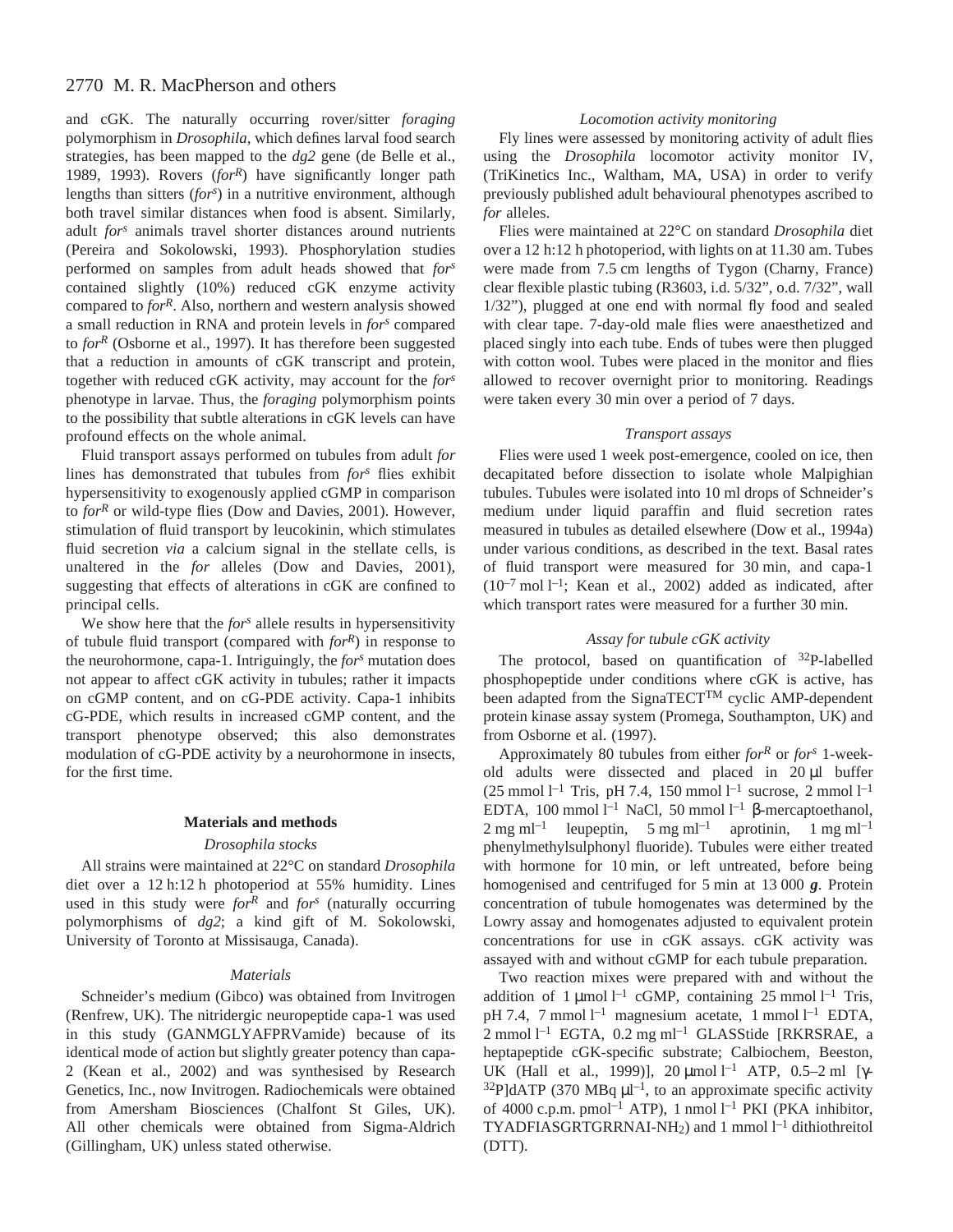and cGK. The naturally occurring rover/sitter *foraging* polymorphism in *Drosophila*, which defines larval food search strategies, has been mapped to the *dg2* gene (de Belle et al., 1989, 1993). Rovers (*for*$^{R}$) have significantly longer path lengths than sitters (*for*$^{s}$) in a nutritive environment, although both travel similar distances when food is absent. Similarly, adult *for*$^{s}$ animals travel shorter distances around nutrients (Pereira and Sokolowski, 1993). Phosphorylation studies performed on samples from adult heads showed that *for*$^{s}$ contained slightly (10%) reduced cGK enzyme activity compared to *for*$^{R}$. Also, northern and western analysis showed a small reduction in RNA and protein levels in *for*$^{s}$ compared to *for*$^{R}$ (Osborne et al., 1997). It has therefore been suggested that a reduction in amounts of cGK transcript and protein, together with reduced cGK activity, may account for the *for*$^{s}$ phenotype in larvae. Thus, the *foraging* polymorphism points to the possibility that subtle alterations in cGK levels can have profound effects on the whole animal.

Fluid transport assays performed on tubules from adult *for* lines has demonstrated that tubules from *for*$^{s}$ flies exhibit hypersensitivity to exogenously applied cGMP in comparison to *for*$^{R}$ or wild-type flies (Dow and Davies, 2001). However, stimulation of fluid transport by leucokinin, which stimulates fluid secretion *via* a calcium signal in the stellate cells, is unaltered in the *for* alleles (Dow and Davies, 2001), suggesting that effects of alterations in cGK are confined to principal cells.

We show here that the *for*$^{s}$ allele results in hypersensitivity of tubule fluid transport (compared with *for*$^{R}$) in response to the neurohormone, capa-1. Intriguingly, the *for*$^{s}$ mutation does not appear to affect cGK activity in tubules; rather it impacts on cGMP content, and on cG-PDE activity. Capa-1 inhibits cG-PDE, which results in increased cGMP content, and the transport phenotype observed; this also demonstrates modulation of cG-PDE activity by a neurohormone in insects, for the first time.

## Materials and methods

### *Drosophila stocks*

All strains were maintained at 22°C on standard *Drosophila* diet over a 12 h:12 h photoperiod at 55% humidity. Lines used in this study were *for*$^{R}$ and *for*$^{s}$ (naturally occurring polymorphisms of *dg2*; a kind gift of M. Sokolowski, University of Toronto at Missisauga, Canada).

### *Materials*

Schneider's medium (Gibco) was obtained from Invitrogen (Renfrew, UK). The nitridergic neuropeptide capa-1 was used in this study (GANMGLYAFPRVamide) because of its identical mode of action but slightly greater potency than capa-2 (Kean et al., 2002) and was synthesised by Research Genetics, Inc., now Invitrogen. Radiochemicals were obtained from Amersham Biosciences (Chalfont St Giles, UK). All other chemicals were obtained from Sigma-Aldrich (Gillingham, UK) unless stated otherwise.

### *Locomotion activity monitoring*

Fly lines were assessed by monitoring activity of adult flies using the *Drosophila* locomotor activity monitor IV, (TriKinetics Inc., Waltham, MA, USA) in order to verify previously published adult behavioural phenotypes ascribed to *for* alleles.

Flies were maintained at 22°C on standard *Drosophila* diet over a 12 h:12 h photoperiod, with lights on at 11.30 am. Tubes were made from 7.5 cm lengths of Tygon (Charny, France) clear flexible plastic tubing (R3603, i.d. 5/32”, o.d. 7/32”, wall 1/32”), plugged at one end with normal fly food and sealed with clear tape. 7-day-old male flies were anaesthetized and placed singly into each tube. Ends of tubes were then plugged with cotton wool. Tubes were placed in the monitor and flies allowed to recover overnight prior to monitoring. Readings were taken every 30 min over a period of 7 days.

### *Transport assays*

Flies were used 1 week post-emergence, cooled on ice, then decapitated before dissection to isolate whole Malpighian tubules. Tubules were isolated into 10 ml drops of Schneider's medium under liquid paraffin and fluid secretion rates measured in tubules as detailed elsewhere (Dow et al., 1994a) under various conditions, as described in the text. Basal rates of fluid transport were measured for 30 min, and capa-1 ($10^{-7}$ mol l$^{-1}$; Kean et al., 2002) added as indicated, after which transport rates were measured for a further 30 min.

### *Assay for tubule cGK activity*

The protocol, based on quantification of $^{32}$P-labelled phosphopeptide under conditions where cGK is active, has been adapted from the SignaTECT$^{TM}$ cyclic AMP-dependent protein kinase assay system (Promega, Southampton, UK) and from Osborne et al. (1997).

Approximately 80 tubules from either *for*$^{R}$ or *for*$^{s}$ 1-week-old adults were dissected and placed in 20 µl buffer (25 mmol l$^{-1}$ Tris, pH 7.4, 150 mmol l$^{-1}$ sucrose, 2 mmol l$^{-1}$ EDTA, 100 mmol l$^{-1}$ NaCl, 50 mmol l$^{-1}$ β-mercaptoethanol, 2 mg ml$^{-1}$ leupeptin, 5 mg ml$^{-1}$ aprotinin, 1 mg ml$^{-1}$ phenylmethylsulphonyl fluoride). Tubules were either treated with hormone for 10 min, or left untreated, before being homogenised and centrifuged for 5 min at 13 000 ***g***. Protein concentration of tubule homogenates was determined by the Lowry assay and homogenates adjusted to equivalent protein concentrations for use in cGK assays. cGK activity was assayed with and without cGMP for each tubule preparation.

Two reaction mixes were prepared with and without the addition of 1 µmol l$^{-1}$ cGMP, containing 25 mmol l$^{-1}$ Tris, pH 7.4, 7 mmol l$^{-1}$ magnesium acetate, 1 mmol l$^{-1}$ EDTA, 2 mmol l$^{-1}$ EGTA, 0.2 mg ml$^{-1}$ GLASStide [RKRSRAE, a heptapeptide cGK-specific substrate; Calbiochem, Beeston, UK (Hall et al., 1999)], 20 µmol l$^{-1}$ ATP, 0.5–2 ml [γ-$^{32}$P]dATP (370 MBq µl$^{-1}$, to an approximate specific activity of 4000 c.p.m. pmol$^{-1}$ ATP), 1 nmol l$^{-1}$ PKI (PKA inhibitor, TYADFIASGRTGRRNAI-NH$_2$) and 1 mmol l$^{-1}$ dithiothreitol (DTT).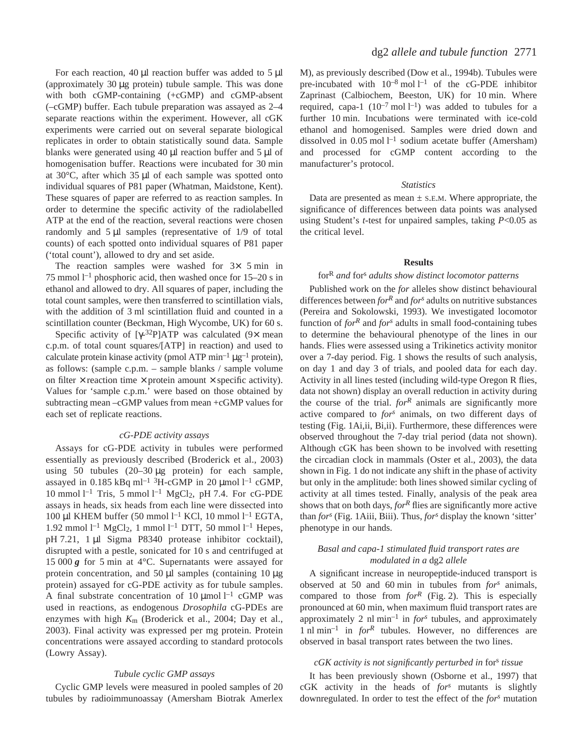For each reaction, 40 μl reaction buffer was added to 5 μl (approximately 30 μg protein) tubule sample. This was done with both cGMP-containing (+cGMP) and cGMP-absent (–cGMP) buffer. Each tubule preparation was assayed as 2–4 separate reactions within the experiment. However, all cGK experiments were carried out on several separate biological replicates in order to obtain statistically sound data. Sample blanks were generated using 40 μl reaction buffer and 5 μl of homogenisation buffer. Reactions were incubated for 30 min at 30°C, after which 35 μl of each sample was spotted onto individual squares of P81 paper (Whatman, Maidstone, Kent). These squares of paper are referred to as reaction samples. In order to determine the specific activity of the radiolabelled ATP at the end of the reaction, several reactions were chosen randomly and 5 μl samples (representative of 1/9 of total counts) of each spotted onto individual squares of P81 paper ('total count'), allowed to dry and set aside.

The reaction samples were washed for 3× 5 min in 75 mmol $l^{-1}$ phosphoric acid, then washed once for 15–20 s in ethanol and allowed to dry. All squares of paper, including the total count samples, were then transferred to scintillation vials, with the addition of 3 ml scintillation fluid and counted in a scintillation counter (Beckman, High Wycombe, UK) for 60 s.

Specific activity of [$\gamma$-$^{32}$P]ATP was calculated (9× mean c.p.m. of total count squares/[ATP] in reaction) and used to calculate protein kinase activity (pmol ATP $min^{-1}$ $\mu g^{-1}$ protein), as follows: (sample c.p.m. – sample blanks / sample volume on filter × reaction time × protein amount × specific activity). Values for 'sample c.p.m.' were based on those obtained by subtracting mean –cGMP values from mean +cGMP values for each set of replicate reactions.

### *cG-PDE activity assays*

Assays for cG-PDE activity in tubules were performed essentially as previously described (Broderick et al., 2003) using 50 tubules (20–30 μg protein) for each sample, assayed in 0.185 kBq $ml^{-1}$ $^{3}$H-cGMP in 20 μmol $l^{-1}$ cGMP, 10 mmol $l^{-1}$ Tris, 5 mmol $l^{-1}$ $MgCl_2$, pH 7.4. For cG-PDE assays in heads, six heads from each line were dissected into 100 μl KHEM buffer (50 mmol $l^{-1}$ KCl, 10 mmol $l^{-1}$ EGTA, 1.92 mmol $l^{-1}$ $MgCl_2$, 1 mmol $l^{-1}$ DTT, 50 mmol $l^{-1}$ Hepes, pH 7.21, 1 μl Sigma P8340 protease inhibitor cocktail), disrupted with a pestle, sonicated for 10 s and centrifuged at 15 000 ***g*** for 5 min at 4°C. Supernatants were assayed for protein concentration, and 50 μl samples (containing 10 μg protein) assayed for cG-PDE activity as for tubule samples. A final substrate concentration of 10 μmol $l^{-1}$ cGMP was used in reactions, as endogenous *Drosophila* cG-PDEs are enzymes with high $K_m$ (Broderick et al., 2004; Day et al., 2003). Final activity was expressed per mg protein. Protein concentrations were assayed according to standard protocols (Lowry Assay).

### *Tubule cyclic GMP assays*

Cyclic GMP levels were measured in pooled samples of 20 tubules by radioimmunoassay (Amersham Biotrak Amerlex M), as previously described (Dow et al., 1994b). Tubules were pre-incubated with $10^{-8}$ mol $l^{-1}$ of the cG-PDE inhibitor Zaprinast (Calbiochem, Beeston, UK) for 10 min. Where required, capa-1 ($10^{-7}$ mol $l^{-1}$) was added to tubules for a further 10 min. Incubations were terminated with ice-cold ethanol and homogenised. Samples were dried down and dissolved in 0.05 mol $l^{-1}$ sodium acetate buffer (Amersham) and processed for cGMP content according to the manufacturer's protocol.

### *Statistics*

Data are presented as mean ± S.E.M. Where appropriate, the significance of differences between data points was analysed using Student's *t*-test for unpaired samples, taking $P$<0.05 as the critical level.

## Results

### for$^R$ *and* for$^s$ *adults show distinct locomotor patterns*

Published work on the *for* alleles show distinct behavioural differences between *for$^R$* and *for$^s$* adults on nutritive substances (Pereira and Sokolowski, 1993). We investigated locomotor function of *for$^R$* and *for$^s$* adults in small food-containing tubes to determine the behavioural phenotype of the lines in our hands. Flies were assessed using a Trikinetics activity monitor over a 7-day period. Fig. 1 shows the results of such analysis, on day 1 and day 3 of trials, and pooled data for each day. Activity in all lines tested (including wild-type Oregon R flies, data not shown) display an overall reduction in activity during the course of the trial. *for$^R$* animals are significantly more active compared to *for$^s$* animals, on two different days of testing (Fig. 1Ai,ii, Bi,ii). Furthermore, these differences were observed throughout the 7-day trial period (data not shown). Although cGK has been shown to be involved with resetting the circadian clock in mammals (Oster et al., 2003), the data shown in Fig. 1 do not indicate any shift in the phase of activity but only in the amplitude: both lines showed similar cycling of activity at all times tested. Finally, analysis of the peak area shows that on both days, *for$^R$* flies are significantly more active than *for$^s$* (Fig. 1Aiii, Biii). Thus, *for$^s$* display the known 'sitter' phenotype in our hands.

### *Basal and capa-1 stimulated fluid transport rates are modulated in a* dg2 *allele*

A significant increase in neuropeptide-induced transport is observed at 50 and 60 min in tubules from *for$^s$* animals, compared to those from *for$^R$* (Fig. 2). This is especially pronounced at 60 min, when maximum fluid transport rates are approximately 2 nl $min^{-1}$ in *for$^s$* tubules, and approximately 1 nl $min^{-1}$ in *for$^R$* tubules. However, no differences are observed in basal transport rates between the two lines.

### *cGK activity is not significantly perturbed in* for$^s$ *tissue*

It has been previously shown (Osborne et al., 1997) that cGK activity in the heads of *for$^s$* mutants is slightly downregulated. In order to test the effect of the *for$^s$* mutation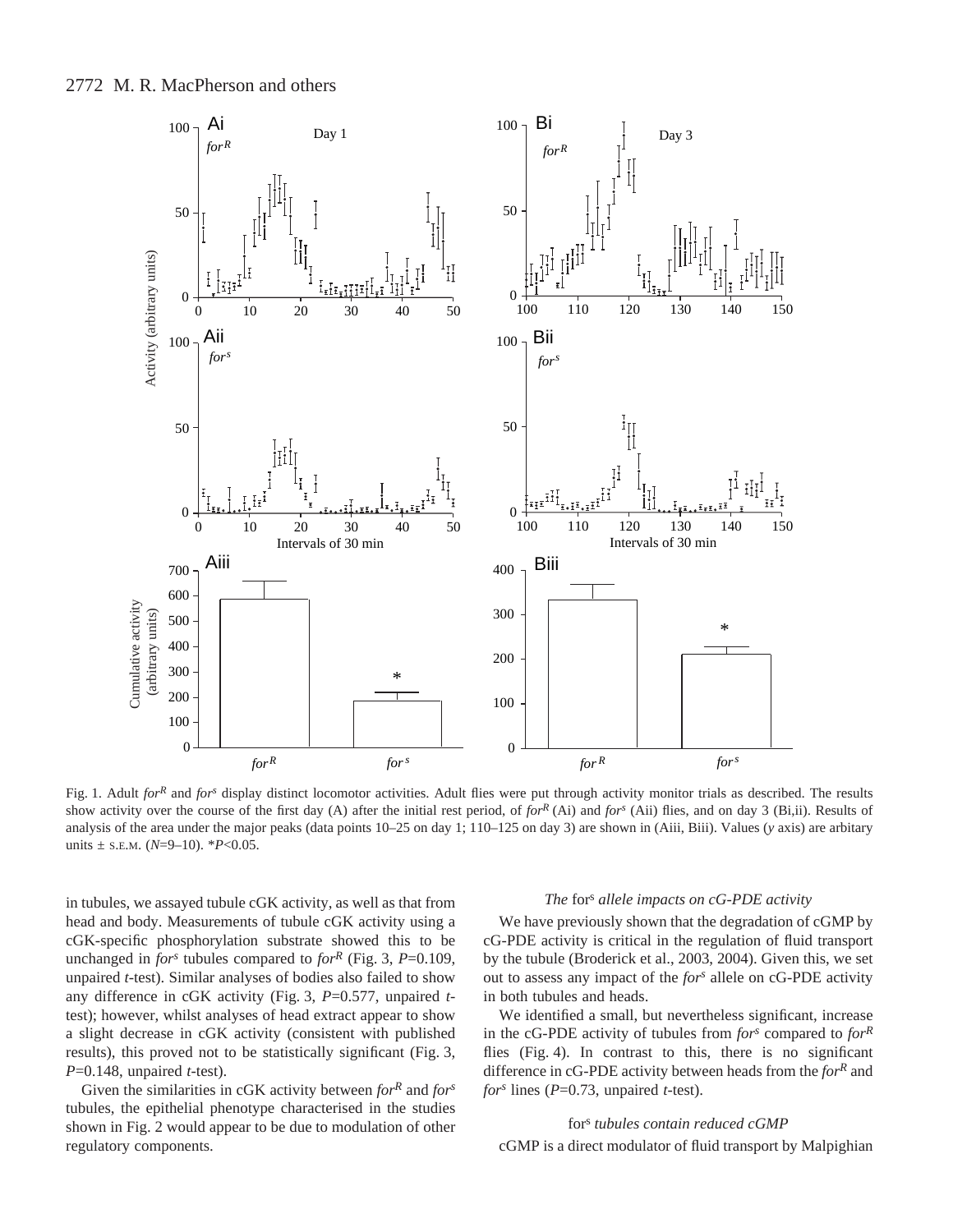Fig. 1. Adult $for^R$ and $for^s$ display distinct locomotor activities. Adult flies were put through activity monitor trials as described. The results show activity over the course of the first day (A) after the initial rest period, of $for^R$ (Ai) and $for^s$ (Aii) flies, and on day 3 (Bi,ii). Results of analysis of the area under the major peaks (data points 10–25 on day 1; 110–125 on day 3) are shown in (Aiii, Biii). Values (*y* axis) are arbitary units ± S.E.M. (*N*=9–10). \*$P<0.05$.

in tubules, we assayed tubule cGK activity, as well as that from head and body. Measurements of tubule cGK activity using a cGK-specific phosphorylation substrate showed this to be unchanged in $for^s$ tubules compared to $for^R$ (Fig. 3, $P=0.109$, unpaired *t*-test). Similar analyses of bodies also failed to show any difference in cGK activity (Fig. 3, $P=0.577$, unpaired *t*-test); however, whilst analyses of head extract appear to show a slight decrease in cGK activity (consistent with published results), this proved not to be statistically significant (Fig. 3, $P=0.148$, unpaired *t*-test).

Given the similarities in cGK activity between $for^R$ and $for^s$ tubules, the epithelial phenotype characterised in the studies shown in Fig. 2 would appear to be due to modulation of other regulatory components.

### *The* for$^s$ *allele impacts on cG-PDE activity*

We have previously shown that the degradation of cGMP by cG-PDE activity is critical in the regulation of fluid transport by the tubule (Broderick et al., 2003, 2004). Given this, we set out to assess any impact of the $for^s$ allele on cG-PDE activity in both tubules and heads.

We identified a small, but nevertheless significant, increase in the cG-PDE activity of tubules from $for^s$ compared to $for^R$ flies (Fig. 4). In contrast to this, there is no significant difference in cG-PDE activity between heads from the $for^R$ and $for^s$ lines ($P=0.73$, unpaired *t*-test).

### for$^s$ *tubules contain reduced cGMP*

cGMP is a direct modulator of fluid transport by Malpighian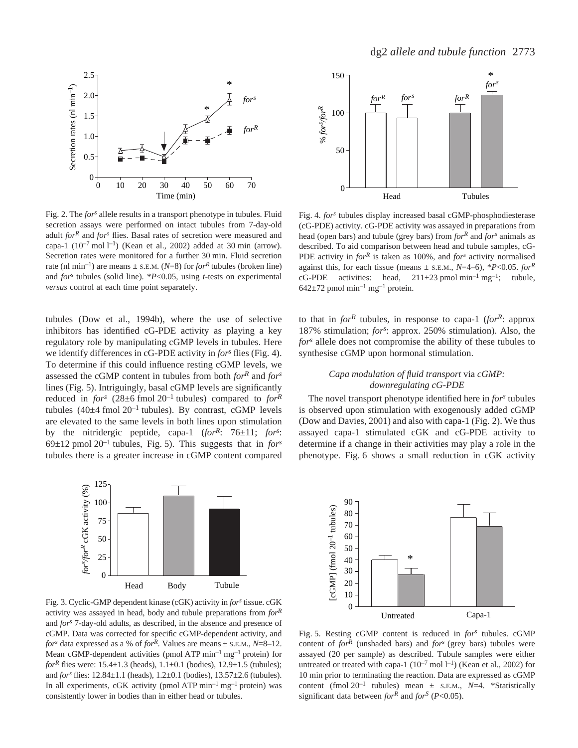Fig. 2. The *for$^s$* allele results in a transport phenotype in tubules. Fluid secretion assays were performed on intact tubules from 7-day-old adult *for$^R$* and *for$^s$* flies. Basal rates of secretion were measured and capa-1 ($10^{-7}$ mol l$^{-1}$) (Kean et al., 2002) added at 30 min (arrow). Secretion rates were monitored for a further 30 min. Fluid secretion rate (nl min$^{-1}$) are means ± S.E.M. ($N$=8) for *for$^R$* tubules (broken line) and *for$^s$* tubules (solid line). *$P$<0.05, using *t*-tests on experimental *versus* control at each time point separately.

Fig. 4. *for$^s$* tubules display increased basal cGMP-phosphodiesterase (cG-PDE) activity. cG-PDE activity was assayed in preparations from head (open bars) and tubule (grey bars) from *for$^R$* and *for$^s$* animals as described. To aid comparison between head and tubule samples, cG-PDE activity in *for$^R$* is taken as 100%, and *for$^s$* activity normalised against this, for each tissue (means ± S.E.M., $N$=4–6), *$P$<0.05. *for$^R$* cG-PDE activities: head, 211±23 pmol min$^{-1}$ mg$^{-1}$; tubule, 642±72 pmol min$^{-1}$ mg$^{-1}$ protein.

tubules (Dow et al., 1994b), where the use of selective inhibitors has identified cG-PDE activity as playing a key regulatory role by manipulating cGMP levels in tubules. Here we identify differences in cG-PDE activity in *for$^s$* flies (Fig. 4). To determine if this could influence resting cGMP levels, we assessed the cGMP content in tubules from both *for$^R$* and *for$^s$* lines (Fig. 5). Intriguingly, basal cGMP levels are significantly reduced in *for$^s$* (28±6 fmol 20$^{-1}$ tubules) compared to *for$^R$* tubules (40±4 fmol 20$^{-1}$ tubules). By contrast, cGMP levels are elevated to the same levels in both lines upon stimulation by the nitridergic peptide, capa-1 (*for$^R$*: 76±11; *for$^s$*: 69±12 pmol 20$^{-1}$ tubules, Fig. 5). This suggests that in *for$^s$* tubules there is a greater increase in cGMP content compared to that in *for$^R$* tubules, in response to capa-1 (*for$^R$*: approx 187% stimulation; *for$^s$*: approx. 250% stimulation). Also, the *for$^s$* allele does not compromise the ability of these tubules to synthesise cGMP upon hormonal stimulation.

### *Capa modulation of fluid transport* via *cGMP: downregulating cG-PDE*

The novel transport phenotype identified here in *for$^s$* tubules is observed upon stimulation with exogenously added cGMP (Dow and Davies, 2001) and also with capa-1 (Fig. 2). We thus assayed capa-1 stimulated cGK and cG-PDE activity to determine if a change in their activities may play a role in the phenotype. Fig. 6 shows a small reduction in cGK activity

Fig. 3. Cyclic-GMP dependent kinase (cGK) activity in *for$^s$* tissue. cGK activity was assayed in head, body and tubule preparations from *for$^R$* and *for$^s$* 7-day-old adults, as described, in the absence and presence of cGMP. Data was corrected for specific cGMP-dependent activity, and *for$^s$* data expressed as a % of *for$^R$*. Values are means ± S.E.M., $N$=8–12. Mean cGMP-dependent activities (pmol ATP min$^{-1}$ mg$^{-1}$ protein) for *for$^R$* flies were: 15.4±1.3 (heads), 1.1±0.1 (bodies), 12.9±1.5 (tubules); and *for$^s$* flies: 12.84±1.1 (heads), 1.2±0.1 (bodies), 13.57±2.6 (tubules). In all experiments, cGK activity (pmol ATP min$^{-1}$ mg$^{-1}$ protein) was consistently lower in bodies than in either head or tubules.

Fig. 5. Resting cGMP content is reduced in *for$^s$* tubules. cGMP content of *for$^R$* (unshaded bars) and *for$^s$* (grey bars) tubules were assayed (20 per sample) as described. Tubule samples were either untreated or treated with capa-1 ($10^{-7}$ mol l$^{-1}$) (Kean et al., 2002) for 10 min prior to terminating the reaction. Data are expressed as cGMP content (fmol 20$^{-1}$ tubules) mean ± S.E.M., $N$=4. *Statistically significant data between *for$^R$* and *for$^S$* ($P$<0.05).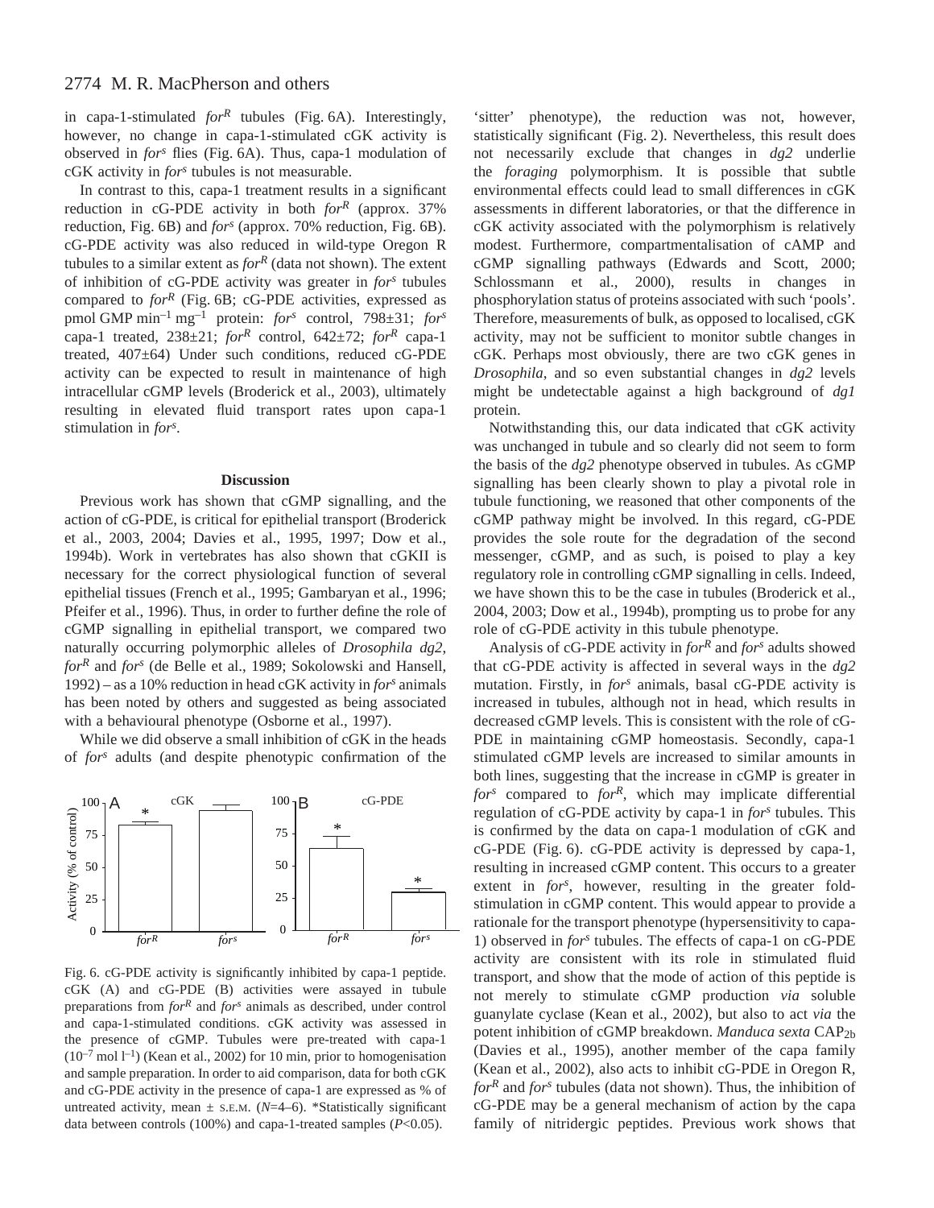in capa-1-stimulated *for$^R$* tubules (Fig. 6A). Interestingly, however, no change in capa-1-stimulated cGK activity is observed in *for$^s$* flies (Fig. 6A). Thus, capa-1 modulation of cGK activity in *for$^s$* tubules is not measurable.

In contrast to this, capa-1 treatment results in a significant reduction in cG-PDE activity in both *for$^R$* (approx. 37% reduction, Fig. 6B) and *for$^s$* (approx. 70% reduction, Fig. 6B). cG-PDE activity was also reduced in wild-type Oregon R tubules to a similar extent as *for$^R$* (data not shown). The extent of inhibition of cG-PDE activity was greater in *for$^s$* tubules compared to *for$^R$* (Fig. 6B; cG-PDE activities, expressed as pmol GMP $min^{-1}$ $mg^{-1}$ protein: *for$^s$* control, 798±31; *for$^s$* capa-1 treated, 238±21; *for$^R$* control, 642±72; *for$^R$* capa-1 treated, 407±64) Under such conditions, reduced cG-PDE activity can be expected to result in maintenance of high intracellular cGMP levels (Broderick et al., 2003), ultimately resulting in elevated fluid transport rates upon capa-1 stimulation in *for$^s$*.

Fig. 6. cG-PDE activity is significantly inhibited by capa-1 peptide. cGK (A) and cG-PDE (B) activities were assayed in tubule preparations from *for$^R$* and *for$^s$* animals as described, under control and capa-1-stimulated conditions. cGK activity was assessed in the presence of cGMP. Tubules were pre-treated with capa-1 ($10^{-7}$ mol $l^{-1}$) (Kean et al., 2002) for 10 min, prior to homogenisation and sample preparation. In order to aid comparison, data for both cGK and cG-PDE activity in the presence of capa-1 are expressed as % of untreated activity, mean ± S.E.M. ($N$=4–6). *Statistically significant data between controls (100%) and capa-1-treated samples ($P$<0.05).

## Discussion

Previous work has shown that cGMP signalling, and the action of cG-PDE, is critical for epithelial transport (Broderick et al., 2003, 2004; Davies et al., 1995, 1997; Dow et al., 1994b). Work in vertebrates has also shown that cGKII is necessary for the correct physiological function of several epithelial tissues (French et al., 1995; Gambaryan et al., 1996; Pfeifer et al., 1996). Thus, in order to further define the role of cGMP signalling in epithelial transport, we compared two naturally occurring polymorphic alleles of *Drosophila dg2*, *for$^R$* and *for$^s$* (de Belle et al., 1989; Sokolowski and Hansell, 1992) – as a 10% reduction in head cGK activity in *for$^s$* animals has been noted by others and suggested as being associated with a behavioural phenotype (Osborne et al., 1997).

While we did observe a small inhibition of cGK in the heads of *for$^s$* adults (and despite phenotypic confirmation of the 'sitter' phenotype), the reduction was not, however, statistically significant (Fig. 2). Nevertheless, this result does not necessarily exclude that changes in *dg2* underlie the *foraging* polymorphism. It is possible that subtle environmental effects could lead to small differences in cGK assessments in different laboratories, or that the difference in cGK activity associated with the polymorphism is relatively modest. Furthermore, compartmentalisation of cAMP and cGMP signalling pathways (Edwards and Scott, 2000; Schlossmann et al., 2000), results in changes in phosphorylation status of proteins associated with such 'pools'. Therefore, measurements of bulk, as opposed to localised, cGK activity, may not be sufficient to monitor subtle changes in cGK. Perhaps most obviously, there are two cGK genes in *Drosophila*, and so even substantial changes in *dg2* levels might be undetectable against a high background of *dg1* protein.

Notwithstanding this, our data indicated that cGK activity was unchanged in tubule and so clearly did not seem to form the basis of the *dg2* phenotype observed in tubules. As cGMP signalling has been clearly shown to play a pivotal role in tubule functioning, we reasoned that other components of the cGMP pathway might be involved. In this regard, cG-PDE provides the sole route for the degradation of the second messenger, cGMP, and as such, is poised to play a key regulatory role in controlling cGMP signalling in cells. Indeed, we have shown this to be the case in tubules (Broderick et al., 2004, 2003; Dow et al., 1994b), prompting us to probe for any role of cG-PDE activity in this tubule phenotype.

Analysis of cG-PDE activity in *for$^R$* and *for$^s$* adults showed that cG-PDE activity is affected in several ways in the *dg2* mutation. Firstly, in *for$^s$* animals, basal cG-PDE activity is increased in tubules, although not in head, which results in decreased cGMP levels. This is consistent with the role of cG-PDE in maintaining cGMP homeostasis. Secondly, capa-1 stimulated cGMP levels are increased to similar amounts in both lines, suggesting that the increase in cGMP is greater in *for$^s$* compared to *for$^R$*, which may implicate differential regulation of cG-PDE activity by capa-1 in *for$^s$* tubules. This is confirmed by the data on capa-1 modulation of cGK and cG-PDE (Fig. 6). cG-PDE activity is depressed by capa-1, resulting in increased cGMP content. This occurs to a greater extent in *for$^s$*, however, resulting in the greater fold-stimulation in cGMP content. This would appear to provide a rationale for the transport phenotype (hypersensitivity to capa-1) observed in *for$^s$* tubules. The effects of capa-1 on cG-PDE activity are consistent with its role in stimulated fluid transport, and show that the mode of action of this peptide is not merely to stimulate cGMP production *via* soluble guanylate cyclase (Kean et al., 2002), but also to act *via* the potent inhibition of cGMP breakdown. *Manduca sexta* $CAP_{2b}$ (Davies et al., 1995), another member of the capa family (Kean et al., 2002), also acts to inhibit cG-PDE in Oregon R, *for$^R$* and *for$^s$* tubules (data not shown). Thus, the inhibition of cG-PDE may be a general mechanism of action by the capa family of nitridergic peptides. Previous work shows that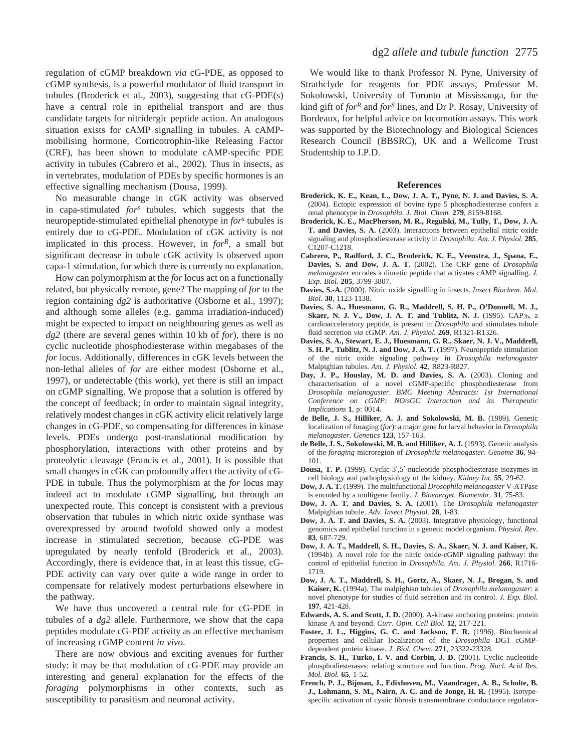regulation of cGMP breakdown *via* cG-PDE, as opposed to cGMP synthesis, is a powerful modulator of fluid transport in tubules (Broderick et al., 2003), suggesting that cG-PDE(s) have a central role in epithelial transport and are thus candidate targets for nitridergic peptide action. An analogous situation exists for cAMP signalling in tubules. A cAMP-mobilising hormone, Corticotrophin-like Releasing Factor (CRF), has been shown to modulate cAMP-specific PDE activity in tubules (Cabrero et al., 2002). Thus in insects, as in vertebrates, modulation of PDEs by specific hormones is an effective signalling mechanism (Dousa, 1999).

No measurable change in cGK activity was observed in capa-stimulated *for^s* tubules, which suggests that the neuropeptide-stimulated epithelial phenotype in *for^s* tubules is entirely due to cG-PDE. Modulation of cGK activity is not implicated in this process. However, in *for^R*, a small but significant decrease in tubule cGK activity is observed upon capa-1 stimulation, for which there is currently no explanation.

How can polymorphism at the *for* locus act on a functionally related, but physically remote, gene? The mapping of *for* to the region containing *dg2* is authoritative (Osborne et al., 1997); and although some alleles (e.g. gamma irradiation-induced) might be expected to impact on neighbouring genes as well as *dg2* (there are several genes within 10 kb of *for*), there is no cyclic nucleotide phosphodiesterase within megabases of the *for* locus. Additionally, differences in cGK levels between the non-lethal alleles of *for* are either modest (Osborne et al., 1997), or undetectable (this work), yet there is still an impact on cGMP signalling. We propose that a solution is offered by the concept of feedback; in order to maintain signal integrity, relatively modest changes in cGK activity elicit relatively large changes in cG-PDE, so compensating for differences in kinase levels. PDEs undergo post-translational modification by phosphorylation, interactions with other proteins and by proteolytic cleavage (Francis et al., 2001). It is possible that small changes in cGK can profoundly affect the activity of cG-PDE in tubule. Thus the polymorphism at the *for* locus may indeed act to modulate cGMP signalling, but through an unexpected route. This concept is consistent with a previous observation that tubules in which nitric oxide synthase was overexpressed by around twofold showed only a modest increase in stimulated secretion, because cG-PDE was upregulated by nearly tenfold (Broderick et al., 2003). Accordingly, there is evidence that, in at least this tissue, cG-PDE activity can vary over quite a wide range in order to compensate for relatively modest perturbations elsewhere in the pathway.

We have thus uncovered a central role for cG-PDE in tubules of a *dg2* allele. Furthermore, we show that the capa peptides modulate cG-PDE activity as an effective mechanism of increasing cGMP content *in vivo*.

There are now obvious and exciting avenues for further study: it may be that modulation of cG-PDE may provide an interesting and general explanation for the effects of the *foraging* polymorphisms in other contexts, such as susceptibility to parasitism and neuronal activity.

We would like to thank Professor N. Pyne, University of Strathclyde for reagents for PDE assays, Professor M. Sokolowski, University of Toronto at Mississauga, for the kind gift of *for^R* and *for^S* lines, and Dr P. Rosay, University of Bordeaux, for helpful advice on locomotion assays. This work was supported by the Biotechnology and Biological Sciences Research Council (BBSRC), UK and a Wellcome Trust Studentship to J.P.D.

## References

**Broderick, K. E., Kean, L., Dow, J. A. T., Pyne, N. J. and Davies, S. A.** (2004). Ectopic expression of bovine type 5 phosphodiesterase confers a renal phenotype in *Drosophila*. *J. Biol. Chem.* **279**, 8159-8168.

**Broderick, K. E., MacPherson, M. R., Regulski, M., Tully, T., Dow, J. A. T. and Davies, S. A.** (2003). Interactions between epithelial nitric oxide signaling and phosphodiesterase activity in *Drosophila*. *Am. J. Physiol.* **285**, C1207-C1218.

**Cabrero, P., Radford, J. C., Broderick, K. E., Veenstra, J., Spana, E., Davies, S. and Dow, J. A. T.** (2002). The CRF gene of *Drosophila melanogaster* encodes a diuretic peptide that activates cAMP signalling. *J. Exp. Biol.* **205**, 3799-3807.

**Davies, S.-A.** (2000). Nitric oxide signalling in insects. *Insect Biochem. Mol. Biol.* **30**, 1123-1138.

**Davies, S. A., Huesmann, G. R., Maddrell, S. H. P., O'Donnell, M. J., Skaer, N. J. V., Dow, J. A. T. and Tublitz, N. J.** (1995). $CAP_{2b}$, a cardioacceleratory peptide, is present in *Drosophila* and stimulates tubule fluid secretion *via* cGMP. *Am. J. Physiol.* **269**, R1321-R1326.

**Davies, S. A., Stewart, E. J., Huesmann, G. R., Skaer, N. J. V., Maddrell, S. H. P., Tublitz, N. J. and Dow, J. A. T.** (1997). Neuropeptide stimulation of the nitric oxide signaling pathway in *Drosophila melanogaster* Malpighian tubules. *Am. J. Physiol.* **42**, R823-R827.

**Day, J. P., Houslay, M. D. and Davies, S. A.** (2003). Cloning and characterisation of a novel cGMP-specific phosphodiesterase from *Drosophila melanogaster*. *BMC Meeting Abstracts: 1st International Conference on cGMP: NO/sGC Interaction and its Therapeutic Implications* **1**, p: 0014.

**de Belle, J. S., Hilliker, A. J. and Sokolowski, M. B.** (1989). Genetic localization of foraging (*for*): a major gene for larval behavior in *Drosophila melanogaster*. *Genetics* **123**, 157-163.

**de Belle, J. S., Sokolowski, M. B. and Hilliker, A. J.** (1993). Genetic analysis of the *foraging* microregion of *Drosophila melanogaster*. *Genome* **36**, 94-101.

**Dousa, T. P.** (1999). Cyclic-3′,5′-nucleotide phosphodiesterase isozymes in cell biology and pathophysiology of the kidney. *Kidney Int.* **55**, 29-62.

**Dow, J. A. T.** (1999). The multifunctional *Drosophila melanogaster* V-ATPase is encoded by a multigene family. *J. Bioenerget. Biomembr.* **31**, 75-83.

**Dow, J. A. T. and Davies, S. A.** (2001). The *Drosophila melanogaster* Malpighian tubule. *Adv. Insect Physiol.* **28**, 1-83.

**Dow, J. A. T. and Davies, S. A.** (2003). Integrative physiology, functional genomics and epithelial function in a genetic model organism. *Physiol. Rev.* **83**, 687-729.

**Dow, J. A. T., Maddrell, S. H., Davies, S. A., Skaer, N. J. and Kaiser, K.** (1994b). A novel role for the nitric oxide-cGMP signaling pathway: the control of epithelial function in *Drosophila*. *Am. J. Physiol.* **266**, R1716-1719.

**Dow, J. A. T., Maddrell, S. H., Gortz, A., Skaer, N. J., Brogan, S. and Kaiser, K.** (1994a). The malpighian tubules of *Drosophila melanogaster*: a novel phenotype for studies of fluid secretion and its control. *J. Exp. Biol.* **197**, 421-428.

**Edwards, A. S. and Scott, J. D.** (2000). A-kinase anchoring proteins: protein kinase A and beyond. *Curr. Opin. Cell Biol.* **12**, 217-221.

**Foster, J. L., Higgins, G. C. and Jackson, F. R.** (1996). Biochemical properties and cellular localization of the *Drosophila* DG1 cGMP-dependent protein kinase. *J. Biol. Chem.* **271**, 23322-23328.

**Francis, S. H., Turko, I. V. and Corbin, J. D.** (2001). Cyclic nucleotide phosphodiesterases: relating structure and function. *Prog. Nucl. Acid Res. Mol. Biol.* **65**, 1-52.

**French, P. J., Bijman, J., Edixhoven, M., Vaandrager, A. B., Scholte, B. J., Lohmann, S. M., Nairn, A. C. and de Jonge, H. R.** (1995). Isotype-specific activation of cystic fibrosis transmembrane conductance regulator-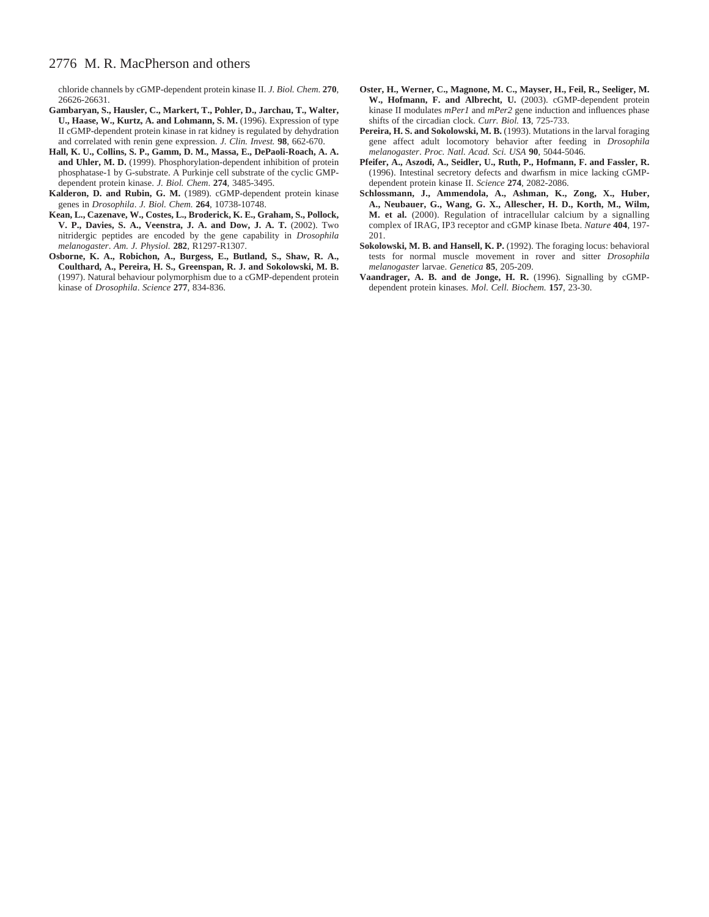chloride channels by cGMP-dependent protein kinase II. *J. Biol. Chem.* **270**, 26626-26631.

**Gambaryan, S., Hausler, C., Markert, T., Pohler, D., Jarchau, T., Walter, U., Haase, W., Kurtz, A. and Lohmann, S. M.** (1996). Expression of type II cGMP-dependent protein kinase in rat kidney is regulated by dehydration and correlated with renin gene expression. *J. Clin. Invest.* **98**, 662-670.

**Hall, K. U., Collins, S. P., Gamm, D. M., Massa, E., DePaoli-Roach, A. A. and Uhler, M. D.** (1999). Phosphorylation-dependent inhibition of protein phosphatase-1 by G-substrate. A Purkinje cell substrate of the cyclic GMP-dependent protein kinase. *J. Biol. Chem*. **274**, 3485-3495.

**Kalderon, D. and Rubin, G. M.** (1989). cGMP-dependent protein kinase genes in *Drosophila*. *J. Biol. Chem.* **264**, 10738-10748.

**Kean, L., Cazenave, W., Costes, L., Broderick, K. E., Graham, S., Pollock, V. P., Davies, S. A., Veenstra, J. A. and Dow, J. A. T.** (2002). Two nitridergic peptides are encoded by the gene capability in *Drosophila melanogaster*. *Am. J. Physiol.* **282**, R1297-R1307.

**Osborne, K. A., Robichon, A., Burgess, E., Butland, S., Shaw, R. A., Coulthard, A., Pereira, H. S., Greenspan, R. J. and Sokolowski, M. B.** (1997). Natural behaviour polymorphism due to a cGMP-dependent protein kinase of *Drosophila*. *Science* **277**, 834-836.

**Oster, H., Werner, C., Magnone, M. C., Mayser, H., Feil, R., Seeliger, M. W., Hofmann, F. and Albrecht, U.** (2003). cGMP-dependent protein kinase II modulates *mPer1* and *mPer2* gene induction and influences phase shifts of the circadian clock. *Curr. Biol.* **13**, 725-733.

**Pereira, H. S. and Sokolowski, M. B.** (1993). Mutations in the larval foraging gene affect adult locomotory behavior after feeding in *Drosophila melanogaster*. *Proc. Natl. Acad. Sci. USA* **90**, 5044-5046.

**Pfeifer, A., Aszodi, A., Seidler, U., Ruth, P., Hofmann, F. and Fassler, R.** (1996). Intestinal secretory defects and dwarfism in mice lacking cGMP-dependent protein kinase II. *Science* **274**, 2082-2086.

**Schlossmann, J., Ammendola, A., Ashman, K., Zong, X., Huber, A., Neubauer, G., Wang, G. X., Allescher, H. D., Korth, M., Wilm, M. et al.** (2000). Regulation of intracellular calcium by a signalling complex of IRAG, IP3 receptor and cGMP kinase Ibeta. *Nature* **404**, 197-201.

**Sokolowski, M. B. and Hansell, K. P.** (1992). The foraging locus: behavioral tests for normal muscle movement in rover and sitter *Drosophila melanogaster* larvae. *Genetica* **85**, 205-209.

**Vaandrager, A. B. and de Jonge, H. R.** (1996). Signalling by cGMP-dependent protein kinases. *Mol. Cell. Biochem.* **157**, 23-30.